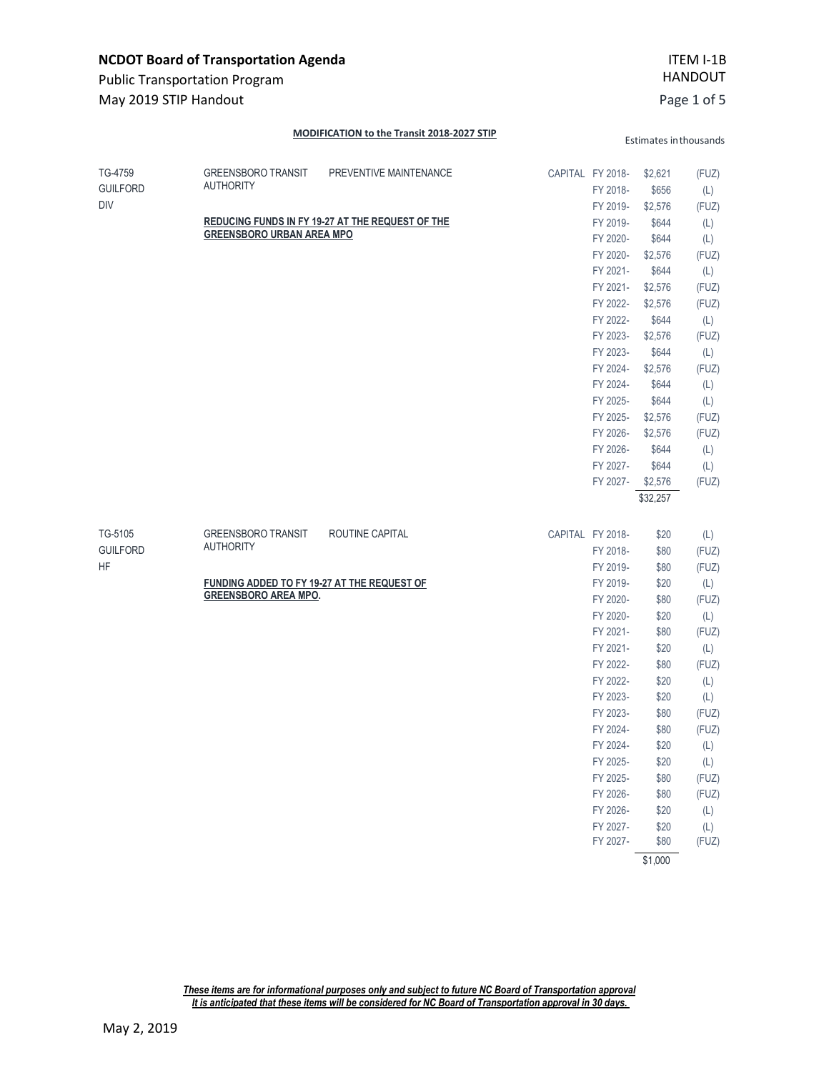**NCDOT Board of Transportation Agenda**

Public Transportation Program

May 2019 STIP Handout

ITEM I-1B
HANDOUT

**MODIFICATION to the Transit 2018-2027 STIP**

Estimates in thousands

| ID | Agency | Description | Category | Fiscal Year | Amount | Fund |
|---|---|---|---|---|---|---|
| TG-4759<br>GUILFORD<br>DIV | GREENSBORO TRANSIT AUTHORITY<br><br>**REDUCING FUNDS IN FY 19-27 AT THE REQUEST OF THE GREENSBORO URBAN AREA MPO** | PREVENTIVE MAINTENANCE | CAPITAL | FY 2018- | $2,621 | (FUZ) |
| | | | | FY 2018- | $656 | (L) |
| | | | | FY 2019- | $2,576 | (FUZ) |
| | | | | FY 2019- | $644 | (L) |
| | | | | FY 2020- | $644 | (L) |
| | | | | FY 2020- | $2,576 | (FUZ) |
| | | | | FY 2021- | $644 | (L) |
| | | | | FY 2021- | $2,576 | (FUZ) |
| | | | | FY 2022- | $2,576 | (FUZ) |
| | | | | FY 2022- | $644 | (L) |
| | | | | FY 2023- | $2,576 | (FUZ) |
| | | | | FY 2023- | $644 | (L) |
| | | | | FY 2024- | $2,576 | (FUZ) |
| | | | | FY 2024- | $644 | (L) |
| | | | | FY 2025- | $644 | (L) |
| | | | | FY 2025- | $2,576 | (FUZ) |
| | | | | FY 2026- | $2,576 | (FUZ) |
| | | | | FY 2026- | $644 | (L) |
| | | | | FY 2027- | $644 | (L) |
| | | | | FY 2027- | $2,576 | (FUZ) |
| | | | | | $32,257 | |
| TG-5105<br>GUILFORD<br>HF | GREENSBORO TRANSIT AUTHORITY<br><br>**FUNDING ADDED TO FY 19-27 AT THE REQUEST OF GREENSBORO AREA MPO.** | ROUTINE CAPITAL | CAPITAL | FY 2018- | $20 | (L) |
| | | | | FY 2018- | $80 | (FUZ) |
| | | | | FY 2019- | $80 | (FUZ) |
| | | | | FY 2019- | $20 | (L) |
| | | | | FY 2020- | $80 | (FUZ) |
| | | | | FY 2020- | $20 | (L) |
| | | | | FY 2021- | $80 | (FUZ) |
| | | | | FY 2021- | $20 | (L) |
| | | | | FY 2022- | $80 | (FUZ) |
| | | | | FY 2022- | $20 | (L) |
| | | | | FY 2023- | $20 | (L) |
| | | | | FY 2023- | $80 | (FUZ) |
| | | | | FY 2024- | $80 | (FUZ) |
| | | | | FY 2024- | $20 | (L) |
| | | | | FY 2025- | $20 | (L) |
| | | | | FY 2025- | $80 | (FUZ) |
| | | | | FY 2026- | $80 | (FUZ) |
| | | | | FY 2026- | $20 | (L) |
| | | | | FY 2027- | $20 | (L) |
| | | | | FY 2027- | $80 | (FUZ) |
| | | | | | $1,000 | |

***These items are for informational purposes only and subject to future NC Board of Transportation approval***
***It is anticipated that these items will be considered for NC Board of Transportation approval in 30 days.***

May 2, 2019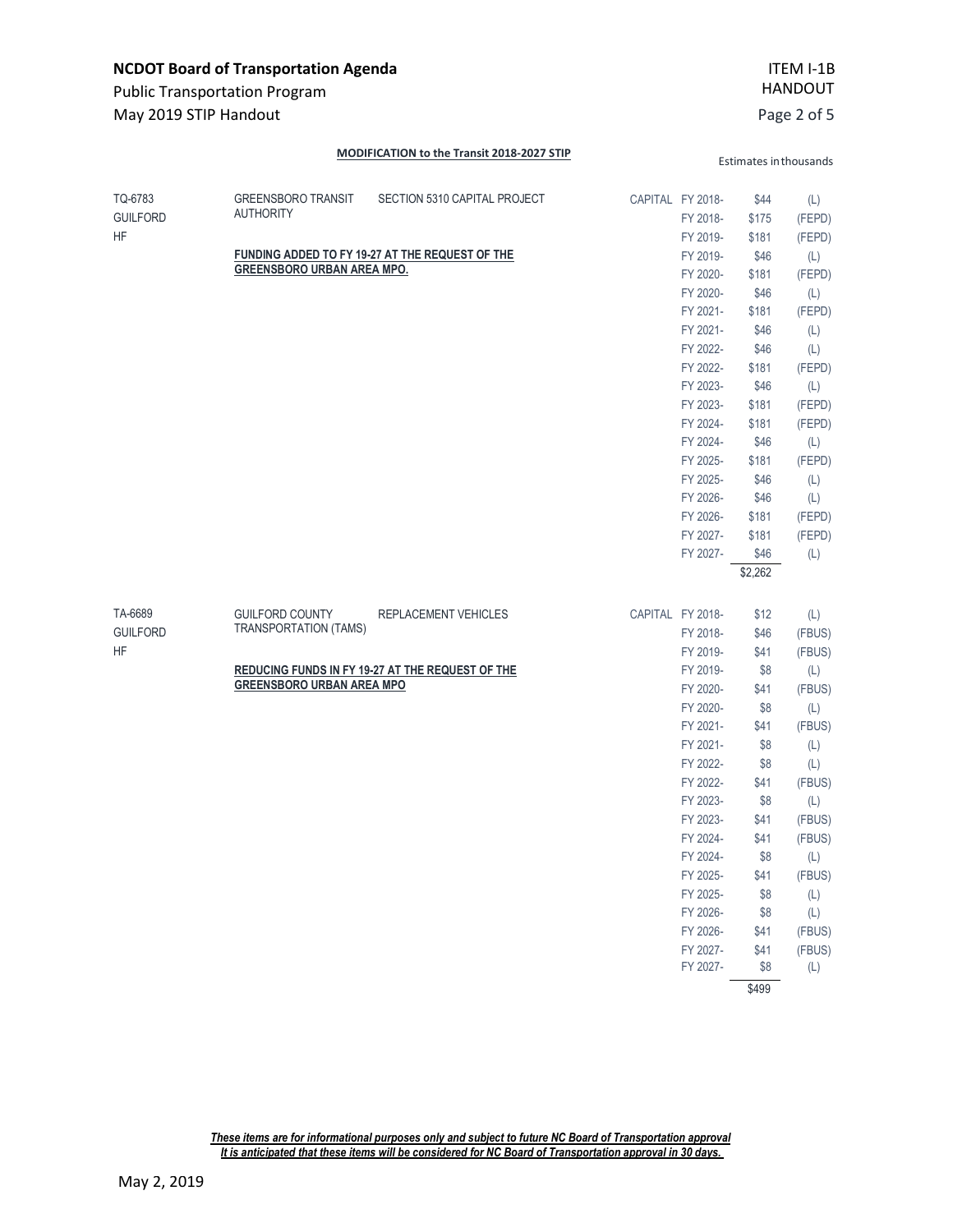**MODIFICATION to the Transit 2018-2027 STIP**

Estimates in thousands

| | | | | | | |
|---|---|---|---|---|---|---|
| TQ-6783<br>GUILFORD<br>HF | GREENSBORO TRANSIT AUTHORITY<br><br>**FUNDING ADDED TO FY 19-27 AT THE REQUEST OF THE GREENSBORO URBAN AREA MPO.** | SECTION 5310 CAPITAL PROJECT | CAPITAL | FY 2018- | $44 | (L) |
| | | | | FY 2018- | $175 | (FEPD) |
| | | | | FY 2019- | $181 | (FEPD) |
| | | | | FY 2019- | $46 | (L) |
| | | | | FY 2020- | $181 | (FEPD) |
| | | | | FY 2020- | $46 | (L) |
| | | | | FY 2021- | $181 | (FEPD) |
| | | | | FY 2021- | $46 | (L) |
| | | | | FY 2022- | $46 | (L) |
| | | | | FY 2022- | $181 | (FEPD) |
| | | | | FY 2023- | $46 | (L) |
| | | | | FY 2023- | $181 | (FEPD) |
| | | | | FY 2024- | $181 | (FEPD) |
| | | | | FY 2024- | $46 | (L) |
| | | | | FY 2025- | $181 | (FEPD) |
| | | | | FY 2025- | $46 | (L) |
| | | | | FY 2026- | $46 | (L) |
| | | | | FY 2026- | $181 | (FEPD) |
| | | | | FY 2027- | $181 | (FEPD) |
| | | | | FY 2027- | $46 | (L) |
| | | | | | $2,262 | |
| TA-6689<br>GUILFORD<br>HF | GUILFORD COUNTY TRANSPORTATION (TAMS)<br><br>**REDUCING FUNDS IN FY 19-27 AT THE REQUEST OF THE GREENSBORO URBAN AREA MPO** | REPLACEMENT VEHICLES | CAPITAL | FY 2018- | $12 | (L) |
| | | | | FY 2018- | $46 | (FBUS) |
| | | | | FY 2019- | $41 | (FBUS) |
| | | | | FY 2019- | $8 | (L) |
| | | | | FY 2020- | $41 | (FBUS) |
| | | | | FY 2020- | $8 | (L) |
| | | | | FY 2021- | $41 | (FBUS) |
| | | | | FY 2021- | $8 | (L) |
| | | | | FY 2022- | $8 | (L) |
| | | | | FY 2022- | $41 | (FBUS) |
| | | | | FY 2023- | $8 | (L) |
| | | | | FY 2023- | $41 | (FBUS) |
| | | | | FY 2024- | $41 | (FBUS) |
| | | | | FY 2024- | $8 | (L) |
| | | | | FY 2025- | $41 | (FBUS) |
| | | | | FY 2025- | $8 | (L) |
| | | | | FY 2026- | $8 | (L) |
| | | | | FY 2026- | $41 | (FBUS) |
| | | | | FY 2027- | $41 | (FBUS) |
| | | | | FY 2027- | $8 | (L) |
| | | | | | $499 | |

***These items are for informational purposes only and subject to future NC Board of Transportation approval***
***It is anticipated that these items will be considered for NC Board of Transportation approval in 30 days.***

May 2, 2019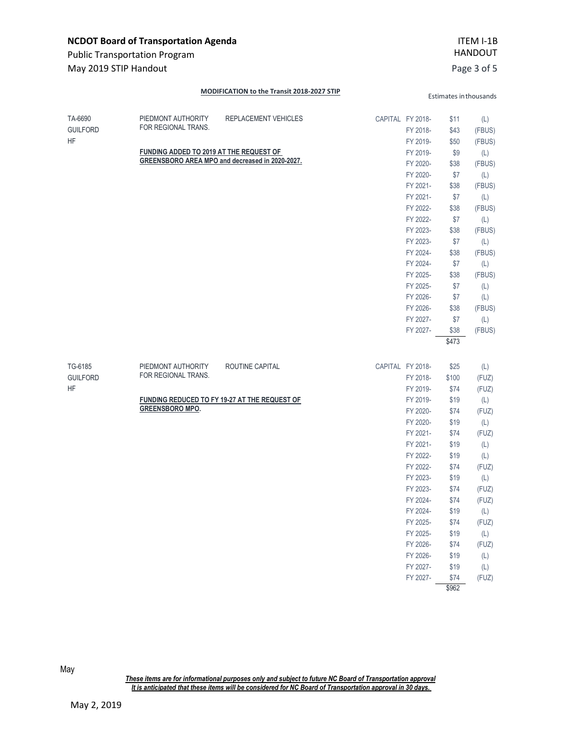**MODIFICATION to the Transit 2018-2027 STIP**

Estimates in thousands

| | | | | | | |
|---|---|---|---|---|---|---|
| TA-6690<br>GUILFORD<br>HF | PIEDMONT AUTHORITY FOR REGIONAL TRANS.<br><br>**FUNDING ADDED TO 2019 AT THE REQUEST OF GREENSBORO AREA MPO and decreased in 2020-2027.** | REPLACEMENT VEHICLES | CAPITAL | FY 2018- | $11 | (L) |
| | | | | FY 2018- | $43 | (FBUS) |
| | | | | FY 2019- | $50 | (FBUS) |
| | | | | FY 2019- | $9 | (L) |
| | | | | FY 2020- | $38 | (FBUS) |
| | | | | FY 2020- | $7 | (L) |
| | | | | FY 2021- | $38 | (FBUS) |
| | | | | FY 2021- | $7 | (L) |
| | | | | FY 2022- | $38 | (FBUS) |
| | | | | FY 2022- | $7 | (L) |
| | | | | FY 2023- | $38 | (FBUS) |
| | | | | FY 2023- | $7 | (L) |
| | | | | FY 2024- | $38 | (FBUS) |
| | | | | FY 2024- | $7 | (L) |
| | | | | FY 2025- | $38 | (FBUS) |
| | | | | FY 2025- | $7 | (L) |
| | | | | FY 2026- | $7 | (L) |
| | | | | FY 2026- | $38 | (FBUS) |
| | | | | FY 2027- | $7 | (L) |
| | | | | FY 2027- | $38 | (FBUS) |
| | | | | | $473 | |

| | | | | | | |
|---|---|---|---|---|---|---|
| TG-6185<br>GUILFORD<br>HF | PIEDMONT AUTHORITY FOR REGIONAL TRANS.<br><br>**FUNDING REDUCED TO FY 19-27 AT THE REQUEST OF GREENSBORO MPO.** | ROUTINE CAPITAL | CAPITAL | FY 2018- | $25 | (L) |
| | | | | FY 2018- | $100 | (FUZ) |
| | | | | FY 2019- | $74 | (FUZ) |
| | | | | FY 2019- | $19 | (L) |
| | | | | FY 2020- | $74 | (FUZ) |
| | | | | FY 2020- | $19 | (L) |
| | | | | FY 2021- | $74 | (FUZ) |
| | | | | FY 2021- | $19 | (L) |
| | | | | FY 2022- | $19 | (L) |
| | | | | FY 2022- | $74 | (FUZ) |
| | | | | FY 2023- | $19 | (L) |
| | | | | FY 2023- | $74 | (FUZ) |
| | | | | FY 2024- | $74 | (FUZ) |
| | | | | FY 2024- | $19 | (L) |
| | | | | FY 2025- | $74 | (FUZ) |
| | | | | FY 2025- | $19 | (L) |
| | | | | FY 2026- | $74 | (FUZ) |
| | | | | FY 2026- | $19 | (L) |
| | | | | FY 2027- | $19 | (L) |
| | | | | FY 2027- | $74 | (FUZ) |
| | | | | | $962 | |

May

***These items are for informational purposes only and subject to future NC Board of Transportation approval***
***It is anticipated that these items will be considered for NC Board of Transportation approval in 30 days.***

May 2, 2019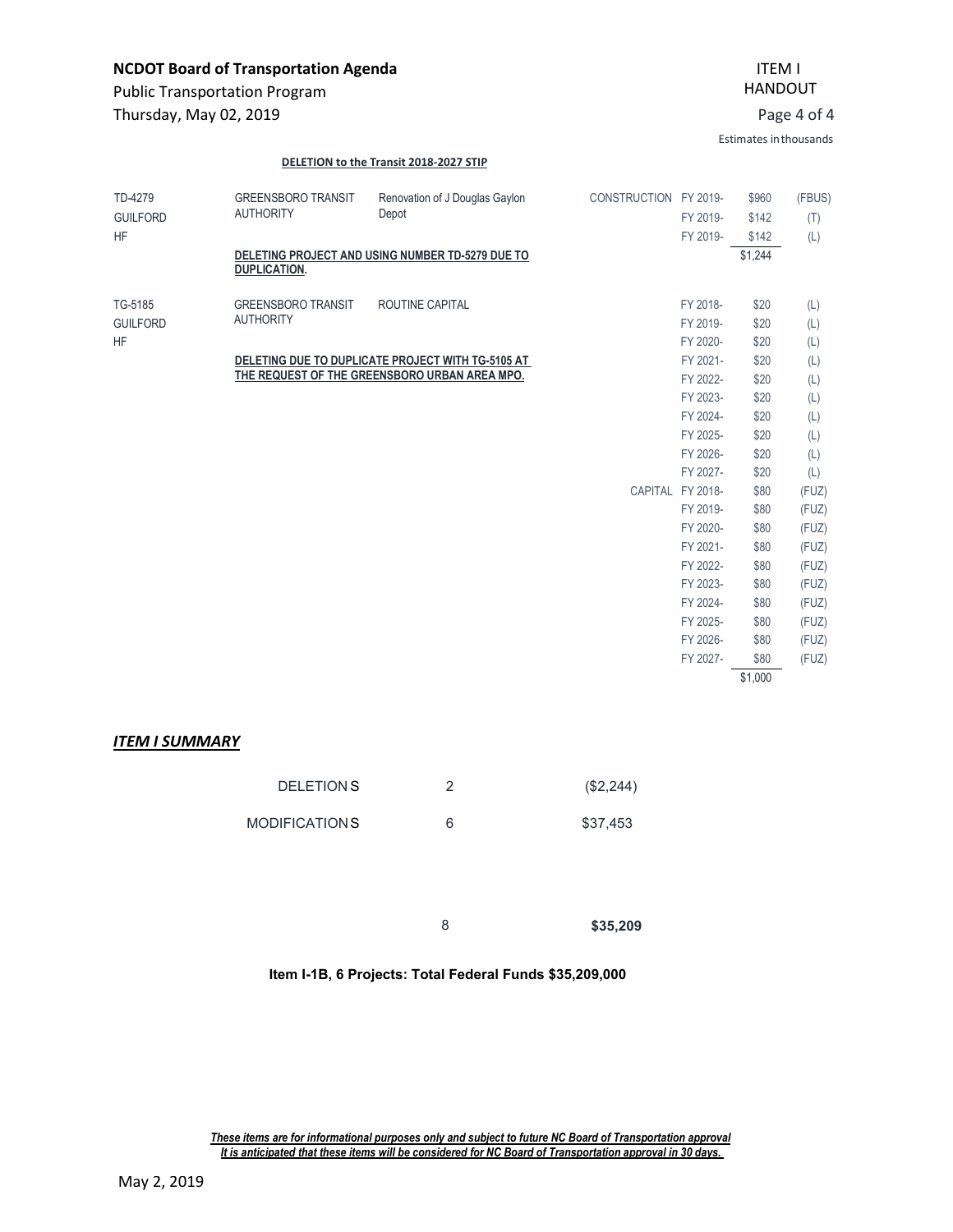**NCDOT Board of Transportation Agenda**

Public Transportation Program

Thursday, May 02, 2019

ITEM I HANDOUT

Estimates in thousands

**DELETION to the Transit 2018-2027 STIP**

| | | | | | | |
|---|---|---|---|---|---|---|
| TD-4279 GUILFORD HF | GREENSBORO TRANSIT AUTHORITY | Renovation of J Douglas Gaylon Depot | CONSTRUCTION | FY 2019- | $960 | (FBUS) |
| | | | | FY 2019- | $142 | (T) |
| | | | | FY 2019- | $142 | (L) |
| | **DELETING PROJECT AND USING NUMBER TD-5279 DUE TO DUPLICATION.** | | | | $1,244 | |
| TG-5185 GUILFORD HF | GREENSBORO TRANSIT AUTHORITY | ROUTINE CAPITAL | | FY 2018- | $20 | (L) |
| | | | | FY 2019- | $20 | (L) |
| | | | | FY 2020- | $20 | (L) |
| | **DELETING DUE TO DUPLICATE PROJECT WITH TG-5105 AT THE REQUEST OF THE GREENSBORO URBAN AREA MPO.** | | | FY 2021- | $20 | (L) |
| | | | | FY 2022- | $20 | (L) |
| | | | | FY 2023- | $20 | (L) |
| | | | | FY 2024- | $20 | (L) |
| | | | | FY 2025- | $20 | (L) |
| | | | | FY 2026- | $20 | (L) |
| | | | | FY 2027- | $20 | (L) |
| | | | CAPITAL | FY 2018- | $80 | (FUZ) |
| | | | | FY 2019- | $80 | (FUZ) |
| | | | | FY 2020- | $80 | (FUZ) |
| | | | | FY 2021- | $80 | (FUZ) |
| | | | | FY 2022- | $80 | (FUZ) |
| | | | | FY 2023- | $80 | (FUZ) |
| | | | | FY 2024- | $80 | (FUZ) |
| | | | | FY 2025- | $80 | (FUZ) |
| | | | | FY 2026- | $80 | (FUZ) |
| | | | | FY 2027- | $80 | (FUZ) |
| | | | | | $1,000 | |

***ITEM I SUMMARY***

| | | |
|---|---|---|
| DELETIONS | 2 | ($2,244) |
| MODIFICATIONS | 6 | $37,453 |
| | 8 | **$35,209** |

**Item I-1B, 6 Projects: Total Federal Funds $35,209,000**

***These items are for informational purposes only and subject to future NC Board of Transportation approval***
***It is anticipated that these items will be considered for NC Board of Transportation approval in 30 days.***

May 2, 2019